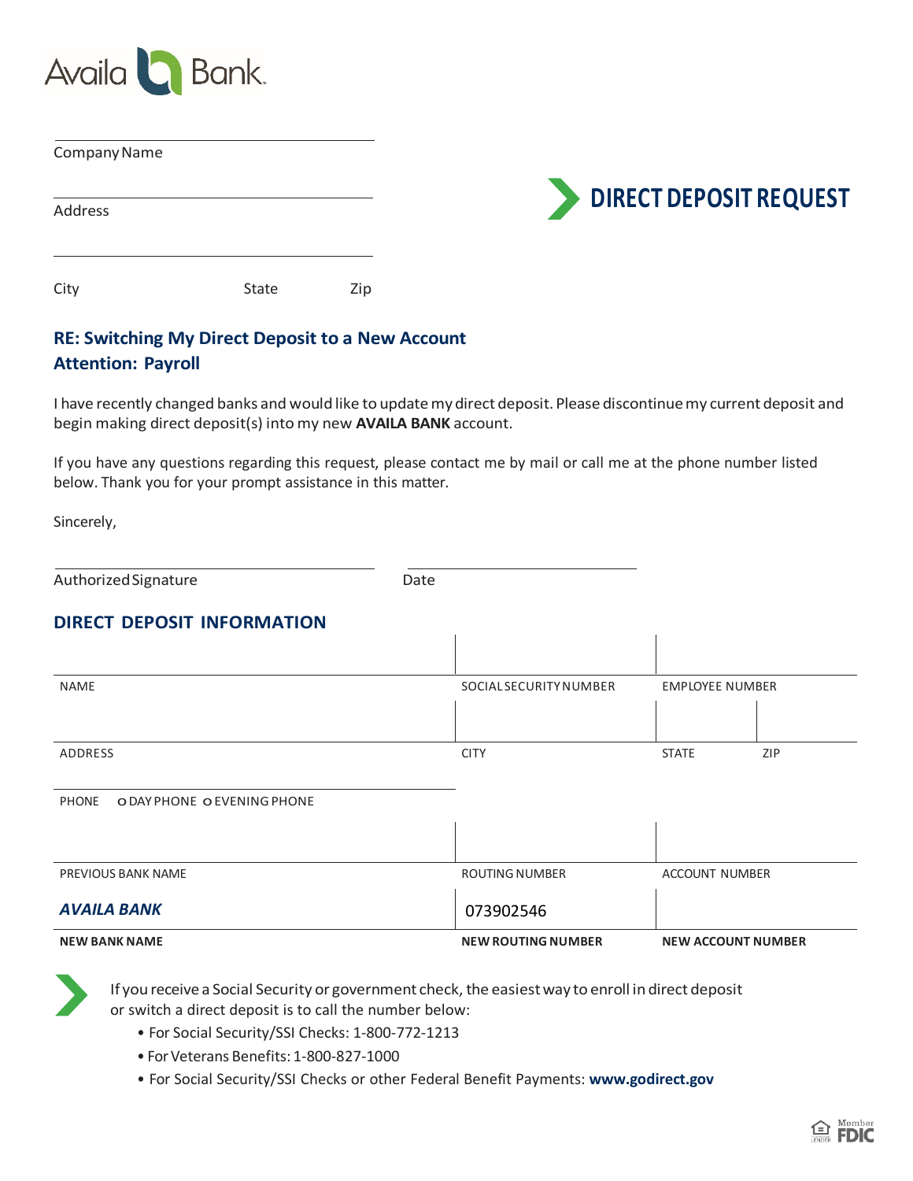Availa Bank

Company Name

Address

City State Zip

# DIRECT DEPOSIT REQUEST

**RE: Switching My Direct Deposit to a New Account**
**Attention: Payroll**

I have recently changed banks and would like to update my direct deposit. Please discontinue my current deposit and begin making direct deposit(s) into my new **AVAILA BANK** account.

If you have any questions regarding this request, please contact me by mail or call me at the phone number listed below. Thank you for your prompt assistance in this matter.

Sincerely,

Authorized Signature                    Date

## DIRECT DEPOSIT INFORMATION

| NAME | SOCIAL SECURITY NUMBER | EMPLOYEE NUMBER | |
|---|---|---|---|
| | | | |
| ADDRESS | CITY | STATE | ZIP |
| | | | |
| PHONE o DAY PHONE o EVENING PHONE | | | |
| | | | |
| PREVIOUS BANK NAME | ROUTING NUMBER | ACCOUNT NUMBER | |
| ***AVAILA BANK*** | 073902546 | | |
| **NEW BANK NAME** | **NEW ROUTING NUMBER** | **NEW ACCOUNT NUMBER** | |

If you receive a Social Security or government check, the easiest way to enroll in direct deposit or switch a direct deposit is to call the number below:

- For Social Security/SSI Checks: 1-800-772-1213
- For Veterans Benefits: 1-800-827-1000
- For Social Security/SSI Checks or other Federal Benefit Payments: **www.godirect.gov**

Member FDIC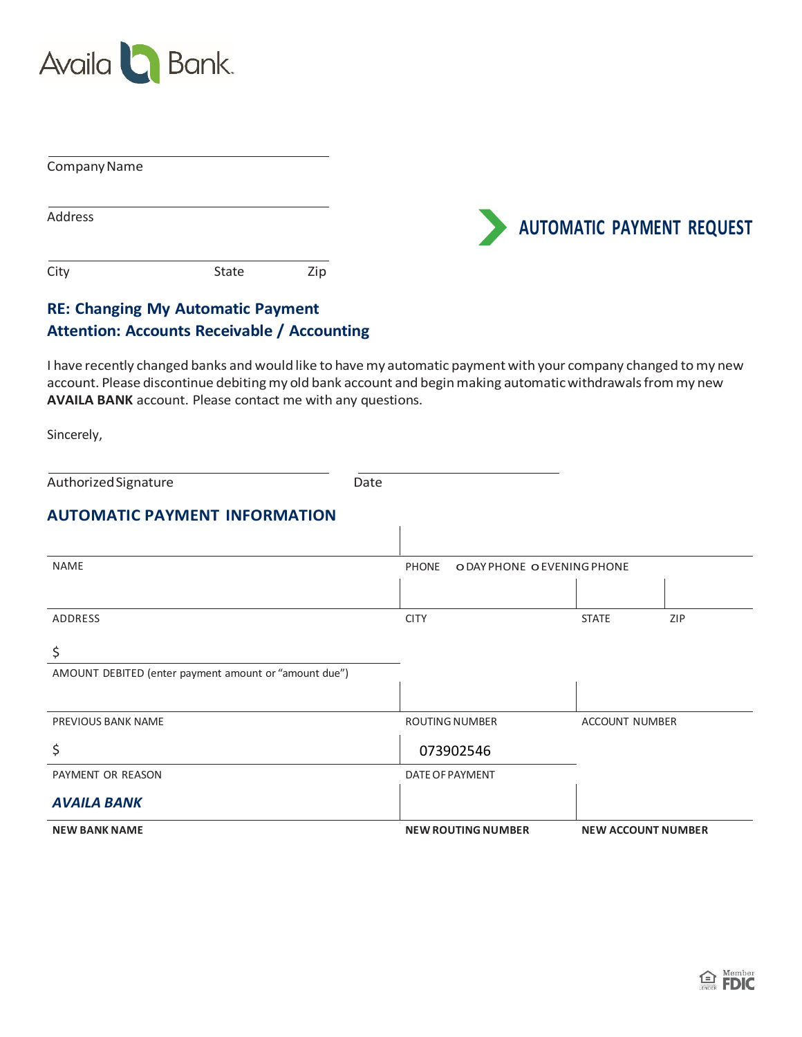Availa Bank

Company Name

Address

City State Zip

## AUTOMATIC PAYMENT REQUEST

### RE: Changing My Automatic Payment
### Attention: Accounts Receivable / Accounting

I have recently changed banks and would like to have my automatic payment with your company changed to my new account. Please discontinue debiting my old bank account and begin making automatic withdrawals from my new **AVAILA BANK** account. Please contact me with any questions.

Sincerely,

Authorized Signature Date

## AUTOMATIC PAYMENT INFORMATION

| NAME | PHONE ○ DAY PHONE ○ EVENING PHONE | | |
|---|---|---|---|
| ADDRESS | CITY | STATE | ZIP |
| $<br>AMOUNT DEBITED (enter payment amount or "amount due") | | | |
| PREVIOUS BANK NAME | ROUTING NUMBER | ACCOUNT NUMBER | |
| $<br>PAYMENT OR REASON | 073902546<br>DATE OF PAYMENT | | |
| *AVAILA BANK*<br>**NEW BANK NAME** | **NEW ROUTING NUMBER** | **NEW ACCOUNT NUMBER** | |

Member FDIC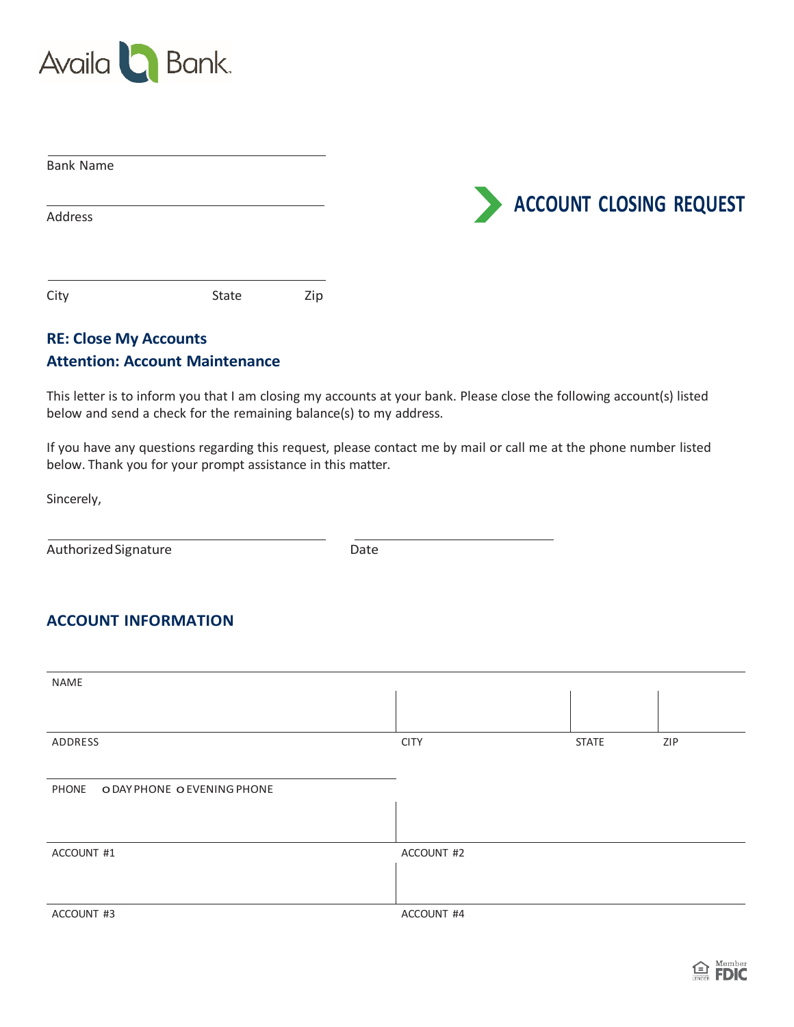Availa Bank

Bank Name

Address

City State Zip

# ACCOUNT CLOSING REQUEST

**RE: Close My Accounts**
**Attention: Account Maintenance**

This letter is to inform you that I am closing my accounts at your bank. Please close the following account(s) listed below and send a check for the remaining balance(s) to my address.

If you have any questions regarding this request, please contact me by mail or call me at the phone number listed below. Thank you for your prompt assistance in this matter.

Sincerely,

Authorized Signature Date

## ACCOUNT INFORMATION

NAME

| | | | |
|---|---|---|---|
| ADDRESS | CITY | STATE | ZIP |

PHONE O DAY PHONE O EVENING PHONE

| | |
|---|---|
| ACCOUNT #1 | ACCOUNT #2 |
| ACCOUNT #3 | ACCOUNT #4 |

Member FDIC